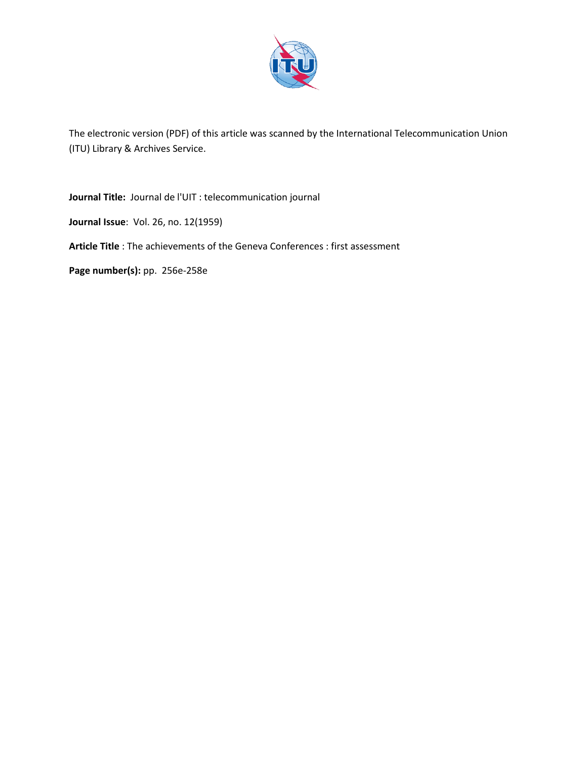The electronic version (PDF) of this article was scanned by the International Telecommunication Union (ITU) Library & Archives Service.

**Journal Title:** Journal de l'UIT : telecommunication journal

**Journal Issue**: Vol. 26, no. 12(1959)

**Article Title** : The achievements of the Geneva Conferences : first assessment

**Page number(s):** pp. 256e-258e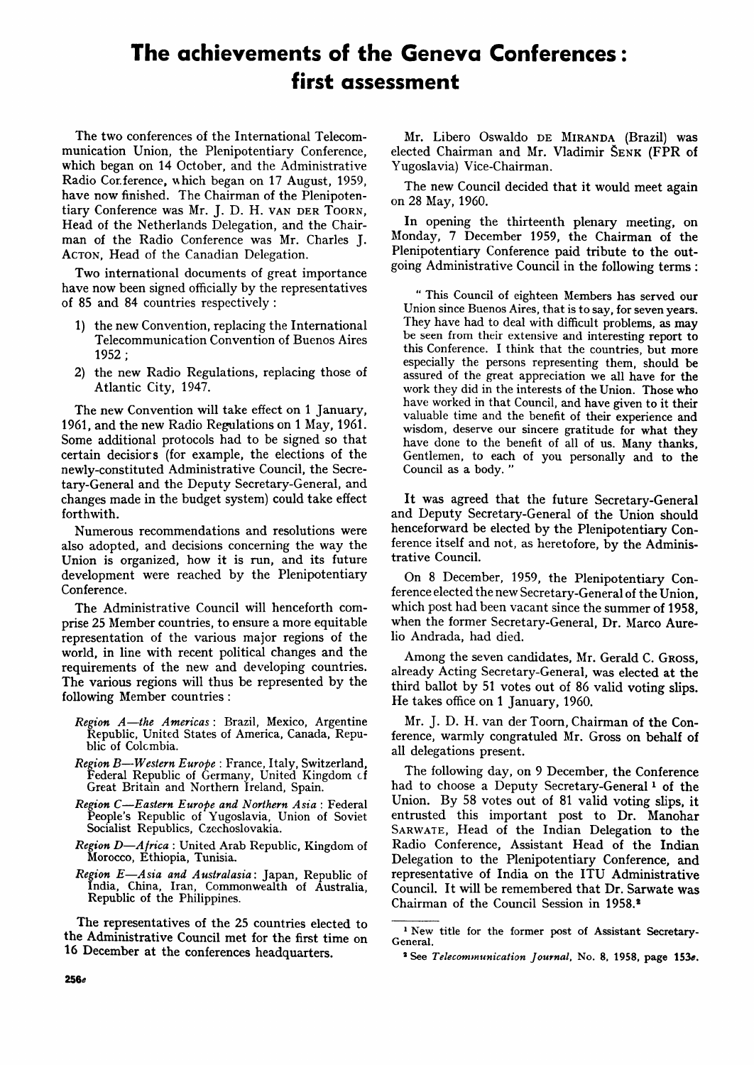# The achievements of the Geneva Conferences: first assessment

The two conferences of the International Telecommunication Union, the Plenipotentiary Conference, which began on 14 October, and the Administrative Radio Conference, which began on 17 August, 1959, have now finished. The Chairman of the Plenipotentiary Conference was Mr. J. D. H. VAN DER TOORN, Head of the Netherlands Delegation, and the Chairman of the Radio Conference was Mr. Charles J. ACTON, Head of the Canadian Delegation.

Two international documents of great importance have now been signed officially by the representatives of 85 and 84 countries respectively:

1) the new Convention, replacing the International Telecommunication Convention of Buenos Aires 1952;
2) the new Radio Regulations, replacing those of Atlantic City, 1947.

The new Convention will take effect on 1 January, 1961, and the new Radio Regulations on 1 May, 1961. Some additional protocols had to be signed so that certain decisions (for example, the elections of the newly-constituted Administrative Council, the Secretary-General and the Deputy Secretary-General, and changes made in the budget system) could take effect forthwith.

Numerous recommendations and resolutions were also adopted, and decisions concerning the way the Union is organized, how it is run, and its future development were reached by the Plenipotentiary Conference.

The Administrative Council will henceforth comprise 25 Member countries, to ensure a more equitable representation of the various major regions of the world, in line with recent political changes and the requirements of the new and developing countries. The various regions will thus be represented by the following Member countries:

*Region A—the Americas*: Brazil, Mexico, Argentine Republic, United States of America, Canada, Republic of Colombia.

*Region B—Western Europe*: France, Italy, Switzerland, Federal Republic of Germany, United Kingdom of Great Britain and Northern Ireland, Spain.

*Region C—Eastern Europe and Northern Asia*: Federal People's Republic of Yugoslavia, Union of Soviet Socialist Republics, Czechoslovakia.

*Region D—Africa*: United Arab Republic, Kingdom of Morocco, Ethiopia, Tunisia.

*Region E—Asia and Australasia*: Japan, Republic of India, China, Iran, Commonwealth of Australia, Republic of the Philippines.

The representatives of the 25 countries elected to the Administrative Council met for the first time on 16 December at the conferences headquarters.

Mr. Libero Oswaldo DE MIRANDA (Brazil) was elected Chairman and Mr. Vladimir ŠENK (FPR of Yugoslavia) Vice-Chairman.

The new Council decided that it would meet again on 28 May, 1960.

In opening the thirteenth plenary meeting, on Monday, 7 December 1959, the Chairman of the Plenipotentiary Conference paid tribute to the outgoing Administrative Council in the following terms:

> " This Council of eighteen Members has served our Union since Buenos Aires, that is to say, for seven years. They have had to deal with difficult problems, as may be seen from their extensive and interesting report to this Conference. I think that the countries, but more especially the persons representing them, should be assured of the great appreciation we all have for the work they did in the interests of the Union. Those who have worked in that Council, and have given to it their valuable time and the benefit of their experience and wisdom, deserve our sincere gratitude for what they have done to the benefit of all of us. Many thanks, Gentlemen, to each of you personally and to the Council as a body. "

It was agreed that the future Secretary-General and Deputy Secretary-General of the Union should henceforward be elected by the Plenipotentiary Conference itself and not, as heretofore, by the Administrative Council.

On 8 December, 1959, the Plenipotentiary Conference elected the new Secretary-General of the Union, which post had been vacant since the summer of 1958, when the former Secretary-General, Dr. Marco Aurelio Andrada, had died.

Among the seven candidates, Mr. Gerald C. GROSS, already Acting Secretary-General, was elected at the third ballot by 51 votes out of 86 valid voting slips. He takes office on 1 January, 1960.

Mr. J. D. H. van der Toorn, Chairman of the Conference, warmly congratuled Mr. Gross on behalf of all delegations present.

The following day, on 9 December, the Conference had to choose a Deputy Secretary-General[1] of the Union. By 58 votes out of 81 valid voting slips, it entrusted this important post to Dr. Manohar SARWATE, Head of the Indian Delegation to the Radio Conference, Assistant Head of the Indian Delegation to the Plenipotentiary Conference, and representative of India on the ITU Administrative Council. It will be remembered that Dr. Sarwate was Chairman of the Council Session in 1958.[2]

---

[1] New title for the former post of Assistant Secretary-General.

[2] See *Telecommunication Journal*, No. 8, 1958, page 153e.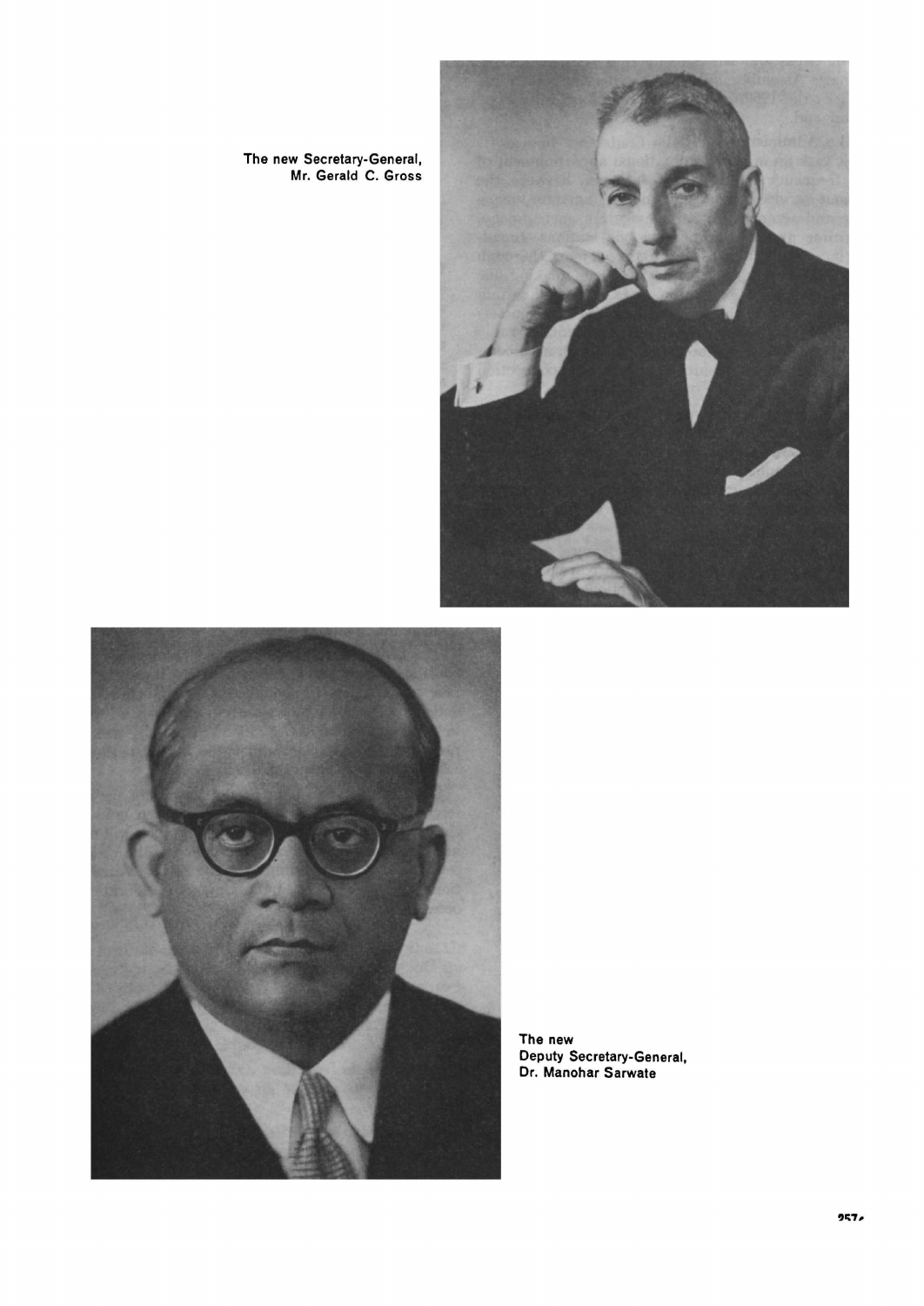The new Secretary-General, Mr. Gerald C. Gross

The new Deputy Secretary-General, Dr. Manohar Sarwate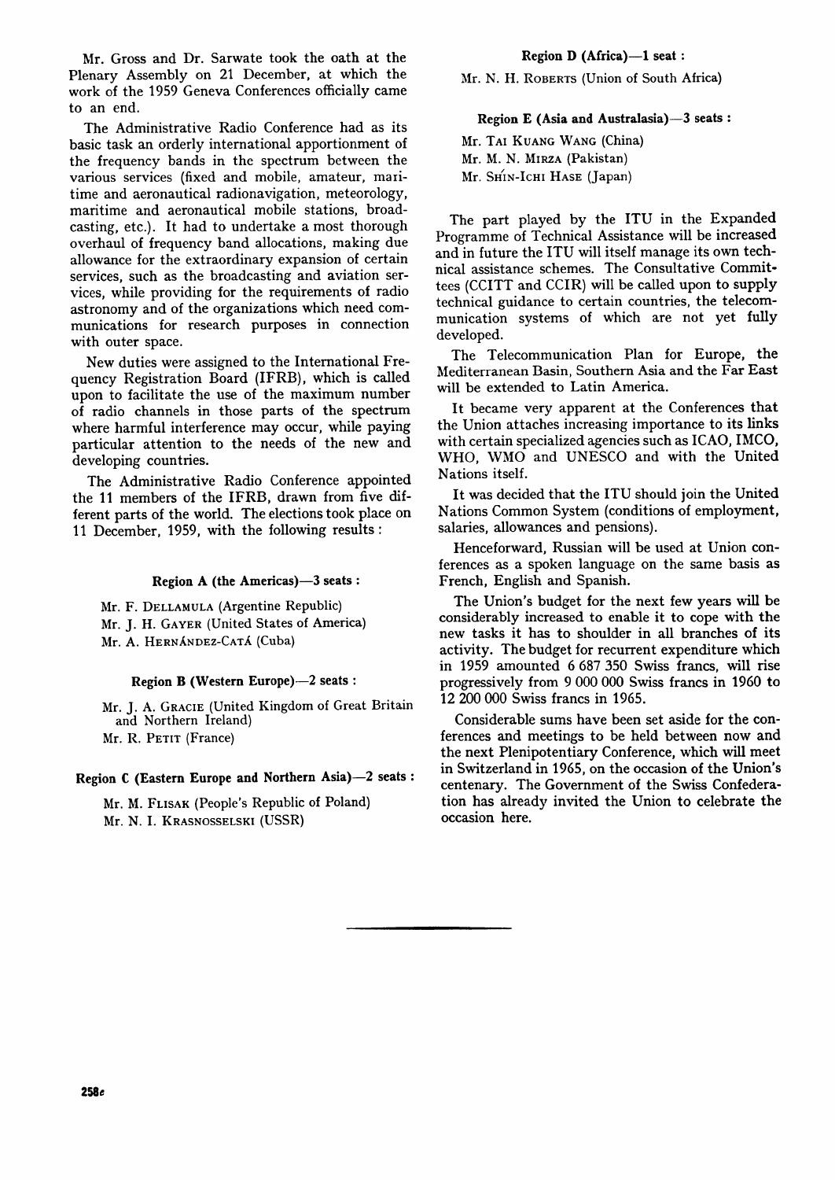Mr. Gross and Dr. Sarwate took the oath at the Plenary Assembly on 21 December, at which the work of the 1959 Geneva Conferences officially came to an end.

The Administrative Radio Conference had as its basic task an orderly international apportionment of the frequency bands in the spectrum between the various services (fixed and mobile, amateur, maritime and aeronautical radionavigation, meteorology, maritime and aeronautical mobile stations, broadcasting, etc.). It had to undertake a most thorough overhaul of frequency band allocations, making due allowance for the extraordinary expansion of certain services, such as the broadcasting and aviation services, while providing for the requirements of radio astronomy and of the organizations which need communications for research purposes in connection with outer space.

New duties were assigned to the International Frequency Registration Board (IFRB), which is called upon to facilitate the use of the maximum number of radio channels in those parts of the spectrum where harmful interference may occur, while paying particular attention to the needs of the new and developing countries.

The Administrative Radio Conference appointed the 11 members of the IFRB, drawn from five different parts of the world. The elections took place on 11 December, 1959, with the following results:

**Region A (the Americas)—3 seats:**

Mr. F. Dellamula (Argentine Republic)
Mr. J. H. Gayer (United States of America)
Mr. A. Hernández-Catá (Cuba)

**Region B (Western Europe)—2 seats:**

Mr. J. A. Gracie (United Kingdom of Great Britain and Northern Ireland)
Mr. R. Petit (France)

**Region C (Eastern Europe and Northern Asia)—2 seats:**

Mr. M. Flisak (People's Republic of Poland)
Mr. N. I. Krasnosselski (USSR)

**Region D (Africa)—1 seat:**

Mr. N. H. Roberts (Union of South Africa)

**Region E (Asia and Australasia)—3 seats:**

Mr. Tai Kuang Wang (China)
Mr. M. N. Mirza (Pakistan)
Mr. Shin-Ichi Hase (Japan)

The part played by the ITU in the Expanded Programme of Technical Assistance will be increased and in future the ITU will itself manage its own technical assistance schemes. The Consultative Committees (CCITT and CCIR) will be called upon to supply technical guidance to certain countries, the telecommunication systems of which are not yet fully developed.

The Telecommunication Plan for Europe, the Mediterranean Basin, Southern Asia and the Far East will be extended to Latin America.

It became very apparent at the Conferences that the Union attaches increasing importance to its links with certain specialized agencies such as ICAO, IMCO, WHO, WMO and UNESCO and with the United Nations itself.

It was decided that the ITU should join the United Nations Common System (conditions of employment, salaries, allowances and pensions).

Henceforward, Russian will be used at Union conferences as a spoken language on the same basis as French, English and Spanish.

The Union's budget for the next few years will be considerably increased to enable it to cope with the new tasks it has to shoulder in all branches of its activity. The budget for recurrent expenditure which in 1959 amounted 6 687 350 Swiss francs, will rise progressively from 9 000 000 Swiss francs in 1960 to 12 200 000 Swiss francs in 1965.

Considerable sums have been set aside for the conferences and meetings to be held between now and the next Plenipotentiary Conference, which will meet in Switzerland in 1965, on the occasion of the Union's centenary. The Government of the Swiss Confederation has already invited the Union to celebrate the occasion here.